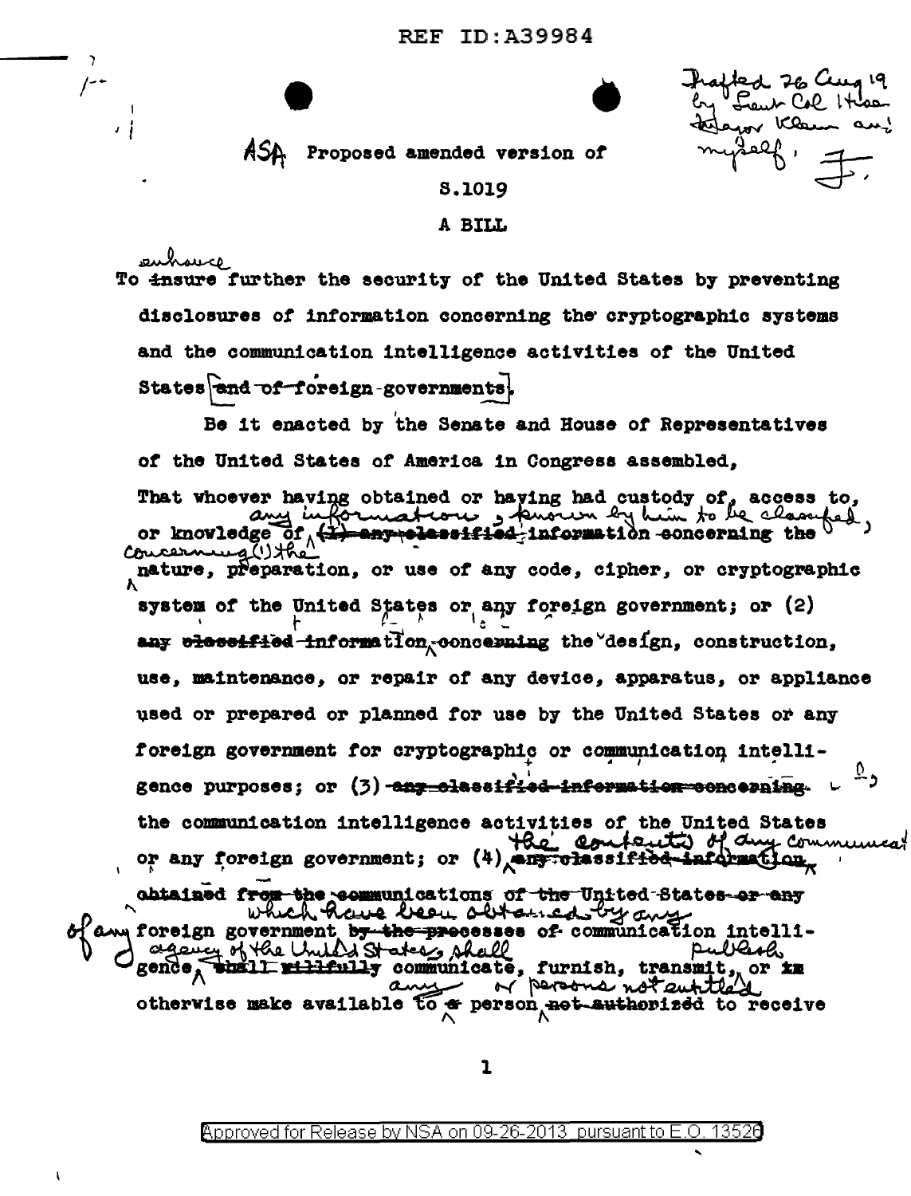REF ID:A39984

Drafted 26 Aug 19 by Lieut Col Hisa, Major Klein and myself. F.

ASA Proposed amended version of

S.1019

A BILL

To ~~insure~~ enhance further the security of the United States by preventing disclosures of information concerning the cryptographic systems and the communication intelligence activities of the United States ~~and of foreign governments~~.

Be it enacted by the Senate and House of Representatives of the United States of America in Congress assembled,

That whoever having obtained or having had custody of, access to, or knowledge of any information, known by him to be classified, concerning (1) the ~~(1) any classified information concerning the~~ nature, preparation, or use of any code, cipher, or cryptographic system of the United States or any foreign government; or (2) ~~any classified information concerning~~ the design, construction, use, maintenance, or repair of any device, apparatus, or appliance used or prepared or planned for use by the United States or any foreign government for cryptographic or communication intelligence purposes; or (3) ~~any classified information concerning~~ the communication intelligence activities of the United States or any foreign government; or (4) the contents of any communications ~~any classified information~~ obtained ~~from the communications of the United States or any~~ which have been obtained by any of any foreign government ~~by the processes of~~ communication intelligence agency of the United States, shall ~~shall willfully~~ communicate, furnish, transmit, publish, or otherwise make available to ~~a~~ any person or persons not entitled ~~not authorized~~ to receive

Approved for Release by NSA on 09-26-2013 pursuant to E.O. 13526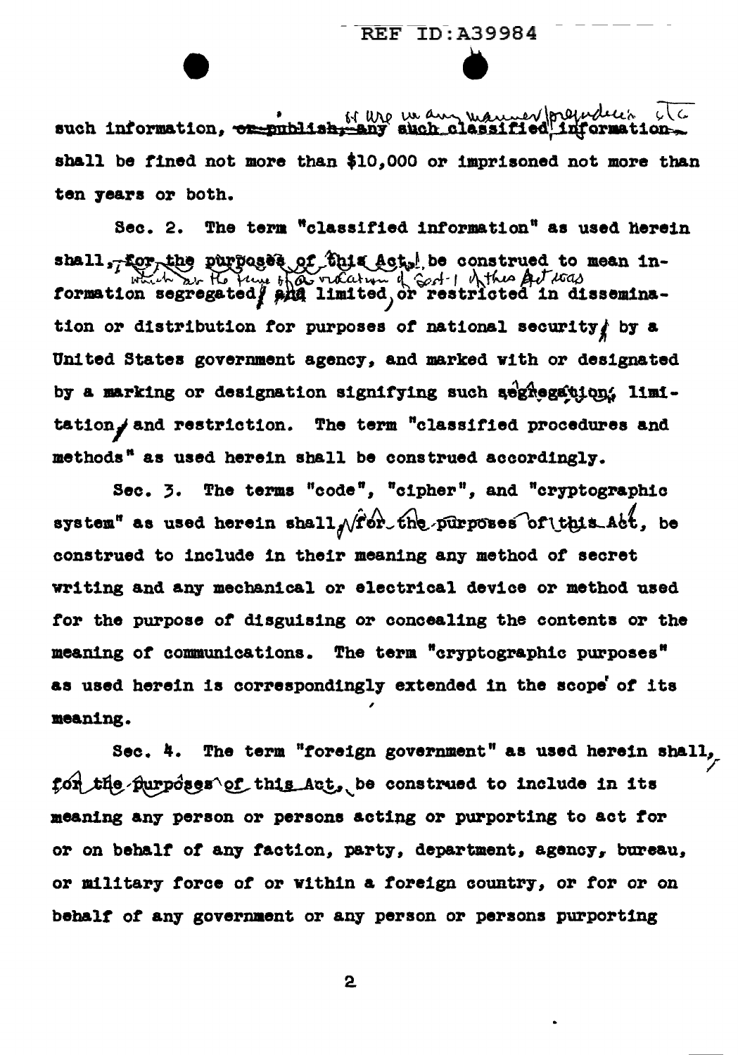such information, ~~or publish, any~~ or use in any manner prejudicial etc such classified information ~~.~~ shall be fined not more than $10,000 or imprisoned not more than ten years or both.

Sec. 2. The term "classified information" as used herein shall, ~~for the purposes of this Act,~~ be construed to mean information which at the time of a violation of Sect. 1 of this Act was segregated ~~and~~ limited, or restricted in dissemination or distribution for purposes of national security by a United States government agency, and marked with or designated by a marking or designation signifying such segregation, limitation and restriction. The term "classified procedures and methods" as used herein shall be construed accordingly.

Sec. 3. The terms "code", "cipher", and "cryptographic system" as used herein shall, ~~for the purposes of this Act,~~ be construed to include in their meaning any method of secret writing and any mechanical or electrical device or method used for the purpose of disguising or concealing the contents or the meaning of communications. The term "cryptographic purposes" as used herein is correspondingly extended in the scope of its meaning.

Sec. 4. The term "foreign government" as used herein shall, ~~for the purposes of this Act,~~ be construed to include in its meaning any person or persons acting or purporting to act for or on behalf of any faction, party, department, agency, bureau, or military force of or within a foreign country, or for or on behalf of any government or any person or persons purporting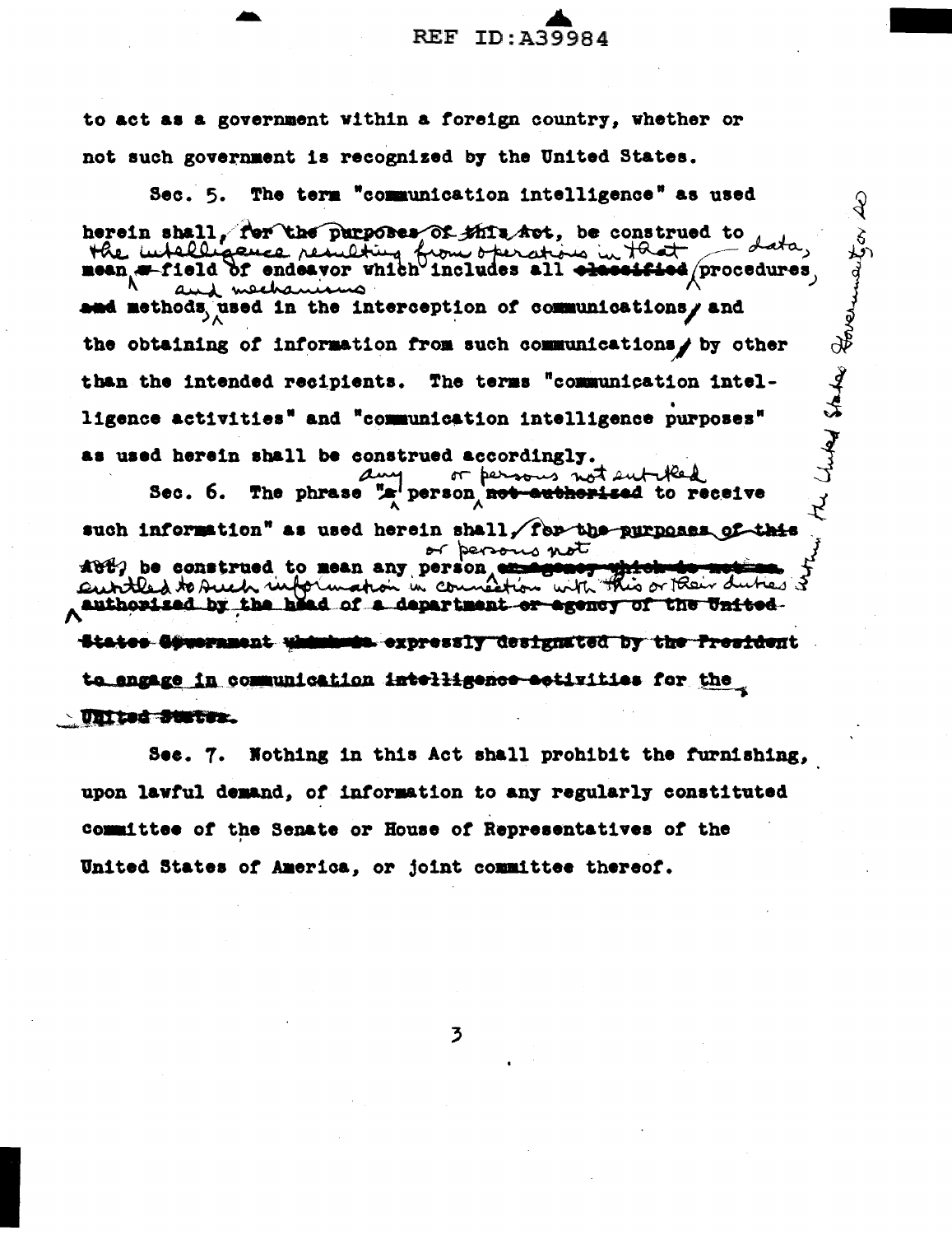to act as a government within a foreign country, whether or not such government is recognized by the United States.

Sec. 5. The term "communication intelligence" as used herein shall, ~~for the purposes of this Act,~~ be construed to mean the intelligence resulting from operations in that ~~a~~ field of endeavor which includes all ~~classified~~ data, procedures, and mechanisms ~~and~~ methods, used in the interception of communications, and the obtaining of information from such communications, by other than the intended recipients. The terms "communication intelligence activities" and "communication intelligence purposes" as used herein shall be construed accordingly.

Sec. 6. The phrase "~~a~~ any person or persons not entitled ~~not authorized~~ to receive such information" as used herein shall, ~~for the purposes of this Act,~~ be construed to mean any person or persons not entitled to such information in connection with this or their duties within the United States Government or ~~agency which is not so authorized by the head of a department or agency of the United States Government which is expressly designated by the President to engage in communication intelligence activities for the United States.~~

Sec. 7. Nothing in this Act shall prohibit the furnishing, upon lawful demand, of information to any regularly constituted committee of the Senate or House of Representatives of the United States of America, or joint committee thereof.